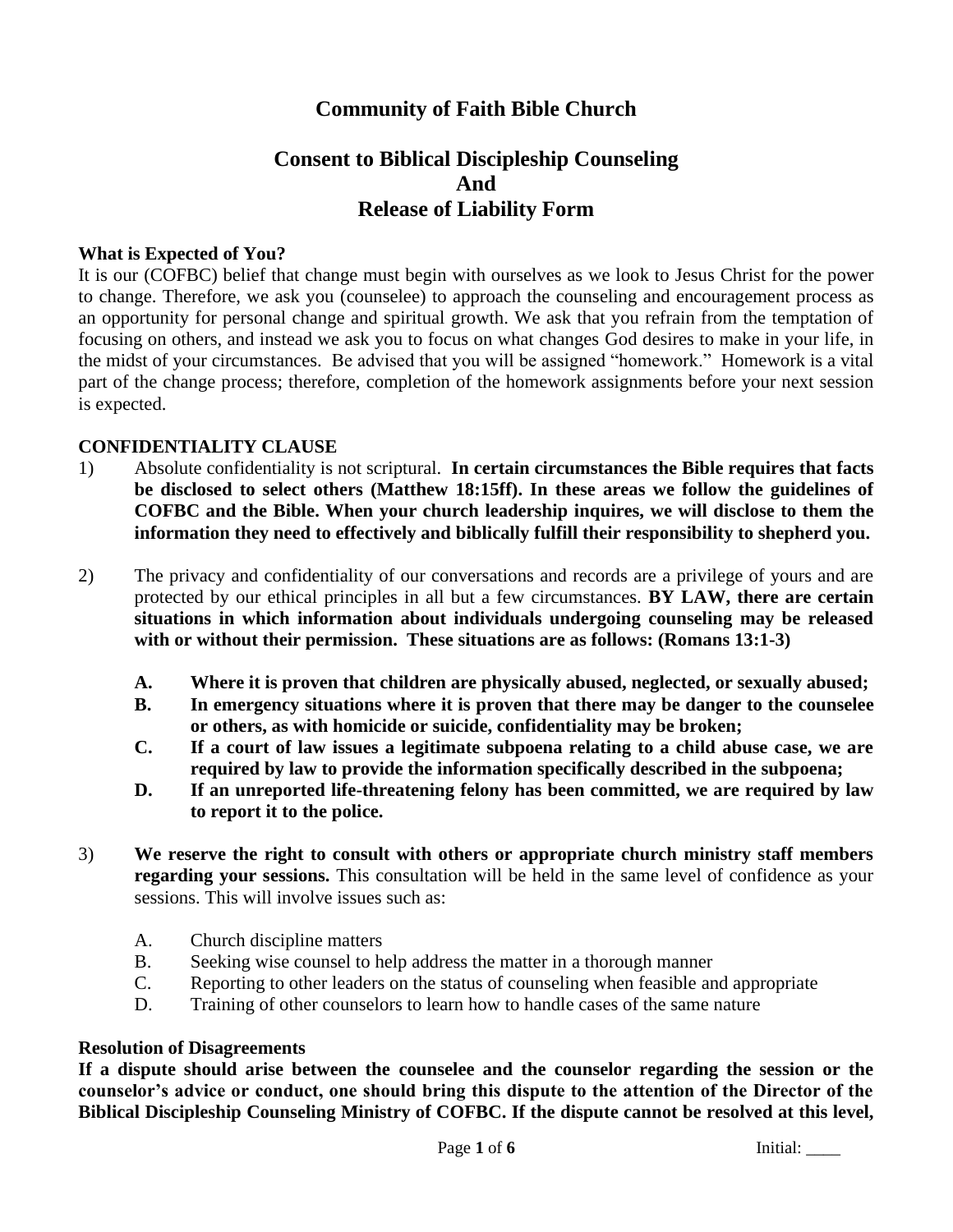# Community of Faith Bible Church

## Consent to Biblical Discipleship Counseling And Release of Liability Form

**What is Expected of You?**

It is our (COFBC) belief that change must begin with ourselves as we look to Jesus Christ for the power to change. Therefore, we ask you (counselee) to approach the counseling and encouragement process as an opportunity for personal change and spiritual growth. We ask that you refrain from the temptation of focusing on others, and instead we ask you to focus on what changes God desires to make in your life, in the midst of your circumstances. Be advised that you will be assigned "homework." Homework is a vital part of the change process; therefore, completion of the homework assignments before your next session is expected.

**CONFIDENTIALITY CLAUSE**

1) Absolute confidentiality is not scriptural. **In certain circumstances the Bible requires that facts be disclosed to select others (Matthew 18:15ff). In these areas we follow the guidelines of COFBC and the Bible. When your church leadership inquires, we will disclose to them the information they need to effectively and biblically fulfill their responsibility to shepherd you.**

2) The privacy and confidentiality of our conversations and records are a privilege of yours and are protected by our ethical principles in all but a few circumstances. **BY LAW, there are certain situations in which information about individuals undergoing counseling may be released with or without their permission. These situations are as follows: (Romans 13:1-3)**

   **A. Where it is proven that children are physically abused, neglected, or sexually abused;**
   
   **B. In emergency situations where it is proven that there may be danger to the counselee or others, as with homicide or suicide, confidentiality may be broken;**
   
   **C. If a court of law issues a legitimate subpoena relating to a child abuse case, we are required by law to provide the information specifically described in the subpoena;**
   
   **D. If an unreported life-threatening felony has been committed, we are required by law to report it to the police.**

3) **We reserve the right to consult with others or appropriate church ministry staff members regarding your sessions.** This consultation will be held in the same level of confidence as your sessions. This will involve issues such as:

   A. Church discipline matters
   
   B. Seeking wise counsel to help address the matter in a thorough manner
   
   C. Reporting to other leaders on the status of counseling when feasible and appropriate
   
   D. Training of other counselors to learn how to handle cases of the same nature

**Resolution of Disagreements**

**If a dispute should arise between the counselee and the counselor regarding the session or the counselor's advice or conduct, one should bring this dispute to the attention of the Director of the Biblical Discipleship Counseling Ministry of COFBC. If the dispute cannot be resolved at this level,**

Initial: ____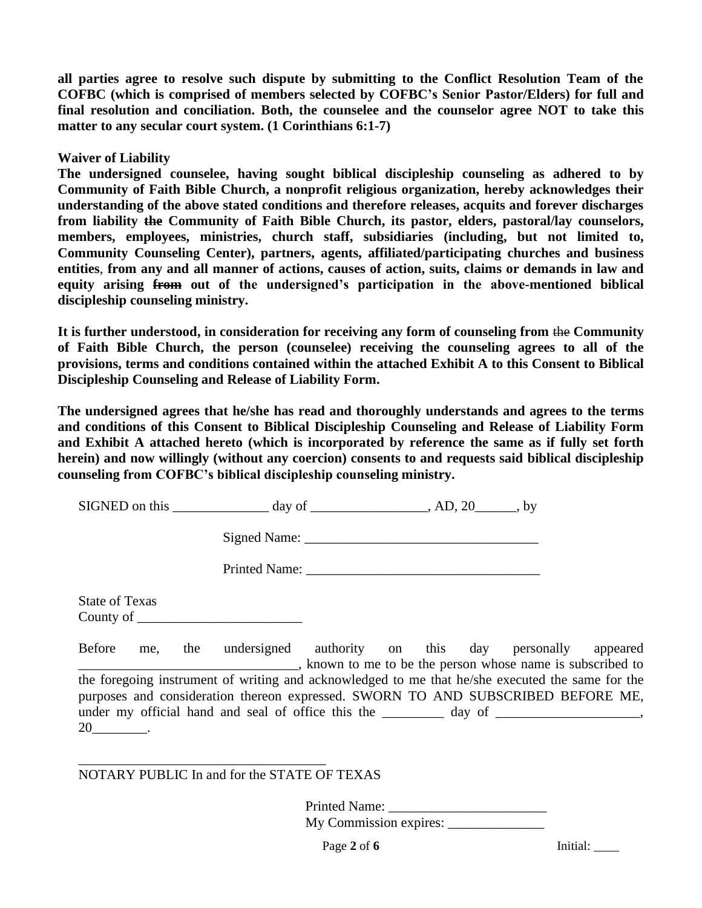**all parties agree to resolve such dispute by submitting to the Conflict Resolution Team of the COFBC (which is comprised of members selected by COFBC's Senior Pastor/Elders) for full and final resolution and conciliation. Both, the counselee and the counselor agree NOT to take this matter to any secular court system. (1 Corinthians 6:1-7)**

**Waiver of Liability**

**The undersigned counselee, having sought biblical discipleship counseling as adhered to by Community of Faith Bible Church, a nonprofit religious organization, hereby acknowledges their understanding of the above stated conditions and therefore releases, acquits and forever discharges from liability ~~the~~ Community of Faith Bible Church, its pastor, elders, pastoral/lay counselors, members, employees, ministries, church staff, subsidiaries (including, but not limited to, Community Counseling Center), partners, agents, affiliated/participating churches and business entities, from any and all manner of actions, causes of action, suits, claims or demands in law and equity arising ~~from~~ out of the undersigned's participation in the above-mentioned biblical discipleship counseling ministry.**

**It is further understood, in consideration for receiving any form of counseling from** ~~the~~ **Community of Faith Bible Church, the person (counselee) receiving the counseling agrees to all of the provisions, terms and conditions contained within the attached Exhibit A to this Consent to Biblical Discipleship Counseling and Release of Liability Form.**

**The undersigned agrees that he/she has read and thoroughly understands and agrees to the terms and conditions of this Consent to Biblical Discipleship Counseling and Release of Liability Form and Exhibit A attached hereto (which is incorporated by reference the same as if fully set forth herein) and now willingly (without any coercion) consents to and requests said biblical discipleship counseling from COFBC's biblical discipleship counseling ministry.**

SIGNED on this ______________ day of _________________, AD, 20______, by

Signed Name: __________________________________

Printed Name: __________________________________

State of Texas
County of ________________________

Before me, the undersigned authority on this day personally appeared ________________________________, known to me to be the person whose name is subscribed to the foregoing instrument of writing and acknowledged to me that he/she executed the same for the purposes and consideration thereon expressed. SWORN TO AND SUBSCRIBED BEFORE ME, under my official hand and seal of office this the _________ day of _____________________, 20________.

____________________________________
NOTARY PUBLIC In and for the STATE OF TEXAS

Printed Name: _______________________
My Commission expires: ______________

Initial: ____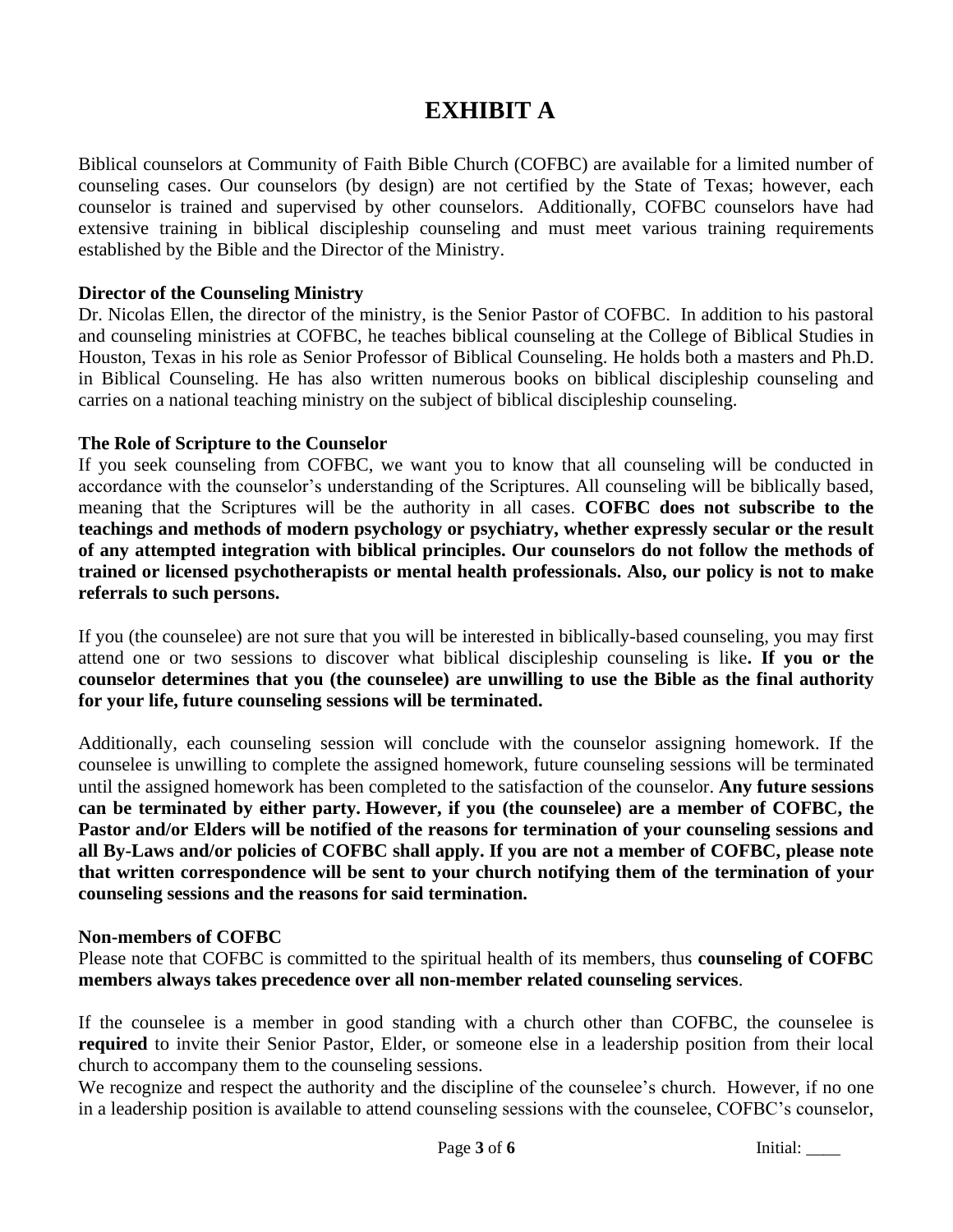# EXHIBIT A

Biblical counselors at Community of Faith Bible Church (COFBC) are available for a limited number of counseling cases. Our counselors (by design) are not certified by the State of Texas; however, each counselor is trained and supervised by other counselors. Additionally, COFBC counselors have had extensive training in biblical discipleship counseling and must meet various training requirements established by the Bible and the Director of the Ministry.

**Director of the Counseling Ministry**
Dr. Nicolas Ellen, the director of the ministry, is the Senior Pastor of COFBC. In addition to his pastoral and counseling ministries at COFBC, he teaches biblical counseling at the College of Biblical Studies in Houston, Texas in his role as Senior Professor of Biblical Counseling. He holds both a masters and Ph.D. in Biblical Counseling. He has also written numerous books on biblical discipleship counseling and carries on a national teaching ministry on the subject of biblical discipleship counseling.

**The Role of Scripture to the Counselor**
If you seek counseling from COFBC, we want you to know that all counseling will be conducted in accordance with the counselor's understanding of the Scriptures. All counseling will be biblically based, meaning that the Scriptures will be the authority in all cases. **COFBC does not subscribe to the teachings and methods of modern psychology or psychiatry, whether expressly secular or the result of any attempted integration with biblical principles. Our counselors do not follow the methods of trained or licensed psychotherapists or mental health professionals. Also, our policy is not to make referrals to such persons.**

If you (the counselee) are not sure that you will be interested in biblically-based counseling, you may first attend one or two sessions to discover what biblical discipleship counseling is like**. If you or the counselor determines that you (the counselee) are unwilling to use the Bible as the final authority for your life, future counseling sessions will be terminated.**

Additionally, each counseling session will conclude with the counselor assigning homework. If the counselee is unwilling to complete the assigned homework, future counseling sessions will be terminated until the assigned homework has been completed to the satisfaction of the counselor. **Any future sessions can be terminated by either party. However, if you (the counselee) are a member of COFBC, the Pastor and/or Elders will be notified of the reasons for termination of your counseling sessions and all By-Laws and/or policies of COFBC shall apply. If you are not a member of COFBC, please note that written correspondence will be sent to your church notifying them of the termination of your counseling sessions and the reasons for said termination.**

**Non-members of COFBC**
Please note that COFBC is committed to the spiritual health of its members, thus **counseling of COFBC members always takes precedence over all non-member related counseling services**.

If the counselee is a member in good standing with a church other than COFBC, the counselee is **required** to invite their Senior Pastor, Elder, or someone else in a leadership position from their local church to accompany them to the counseling sessions.
We recognize and respect the authority and the discipline of the counselee's church. However, if no one in a leadership position is available to attend counseling sessions with the counselee, COFBC's counselor,

Initial: ____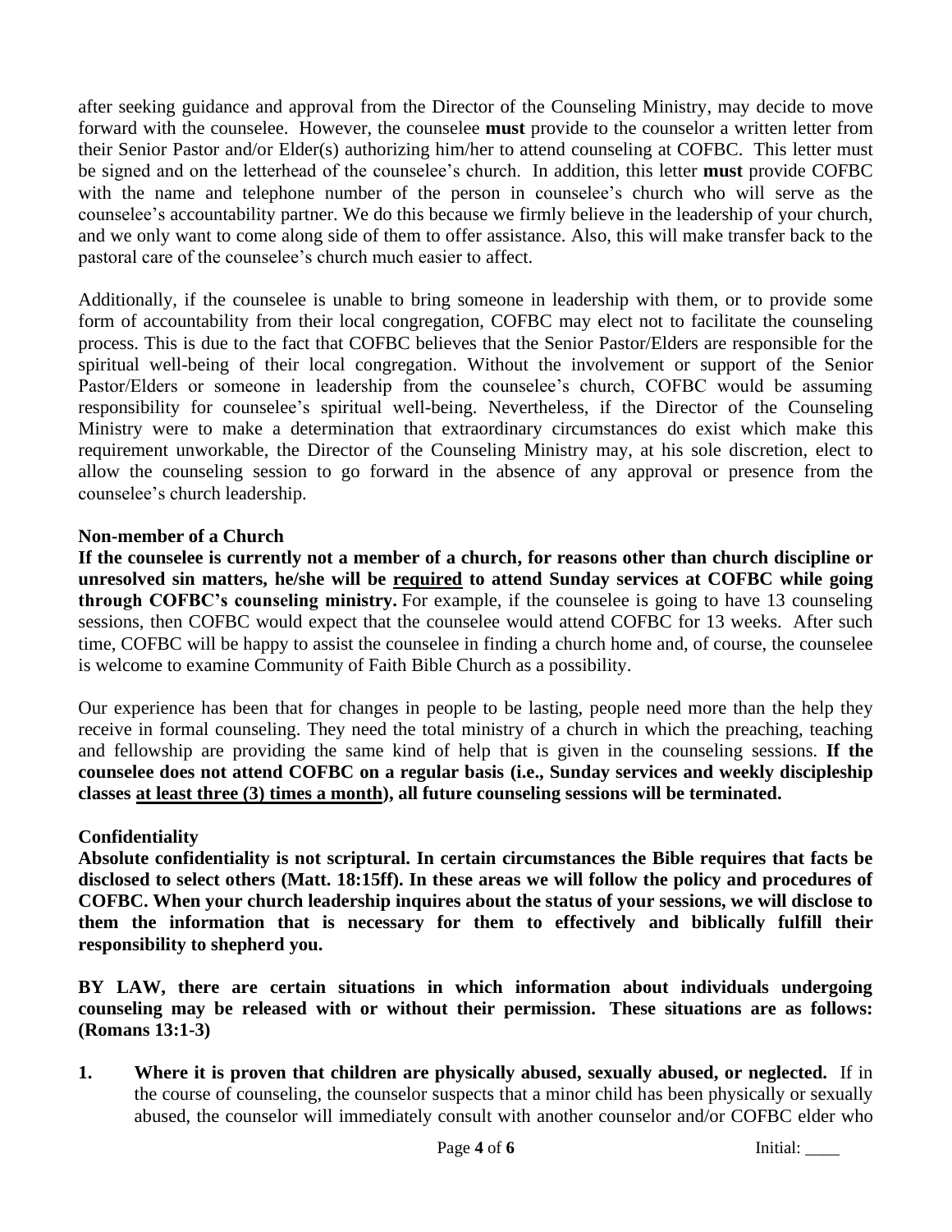after seeking guidance and approval from the Director of the Counseling Ministry, may decide to move forward with the counselee. However, the counselee **must** provide to the counselor a written letter from their Senior Pastor and/or Elder(s) authorizing him/her to attend counseling at COFBC. This letter must be signed and on the letterhead of the counselee's church. In addition, this letter **must** provide COFBC with the name and telephone number of the person in counselee's church who will serve as the counselee's accountability partner. We do this because we firmly believe in the leadership of your church, and we only want to come along side of them to offer assistance. Also, this will make transfer back to the pastoral care of the counselee's church much easier to affect.

Additionally, if the counselee is unable to bring someone in leadership with them, or to provide some form of accountability from their local congregation, COFBC may elect not to facilitate the counseling process. This is due to the fact that COFBC believes that the Senior Pastor/Elders are responsible for the spiritual well-being of their local congregation. Without the involvement or support of the Senior Pastor/Elders or someone in leadership from the counselee's church, COFBC would be assuming responsibility for counselee's spiritual well-being. Nevertheless, if the Director of the Counseling Ministry were to make a determination that extraordinary circumstances do exist which make this requirement unworkable, the Director of the Counseling Ministry may, at his sole discretion, elect to allow the counseling session to go forward in the absence of any approval or presence from the counselee's church leadership.

**Non-member of a Church**

**If the counselee is currently not a member of a church, for reasons other than church discipline or unresolved sin matters, he/she will be <u>required</u> to attend Sunday services at COFBC while going through COFBC's counseling ministry.** For example, if the counselee is going to have 13 counseling sessions, then COFBC would expect that the counselee would attend COFBC for 13 weeks. After such time, COFBC will be happy to assist the counselee in finding a church home and, of course, the counselee is welcome to examine Community of Faith Bible Church as a possibility.

Our experience has been that for changes in people to be lasting, people need more than the help they receive in formal counseling. They need the total ministry of a church in which the preaching, teaching and fellowship are providing the same kind of help that is given in the counseling sessions. **If the counselee does not attend COFBC on a regular basis (i.e., Sunday services and weekly discipleship classes <u>at least three (3) times a month</u>), all future counseling sessions will be terminated.**

**Confidentiality**

**Absolute confidentiality is not scriptural. In certain circumstances the Bible requires that facts be disclosed to select others (Matt. 18:15ff). In these areas we will follow the policy and procedures of COFBC. When your church leadership inquires about the status of your sessions, we will disclose to them the information that is necessary for them to effectively and biblically fulfill their responsibility to shepherd you.**

**BY LAW, there are certain situations in which information about individuals undergoing counseling may be released with or without their permission. These situations are as follows: (Romans 13:1-3)**

1. **Where it is proven that children are physically abused, sexually abused, or neglected.** If in the course of counseling, the counselor suspects that a minor child has been physically or sexually abused, the counselor will immediately consult with another counselor and/or COFBC elder who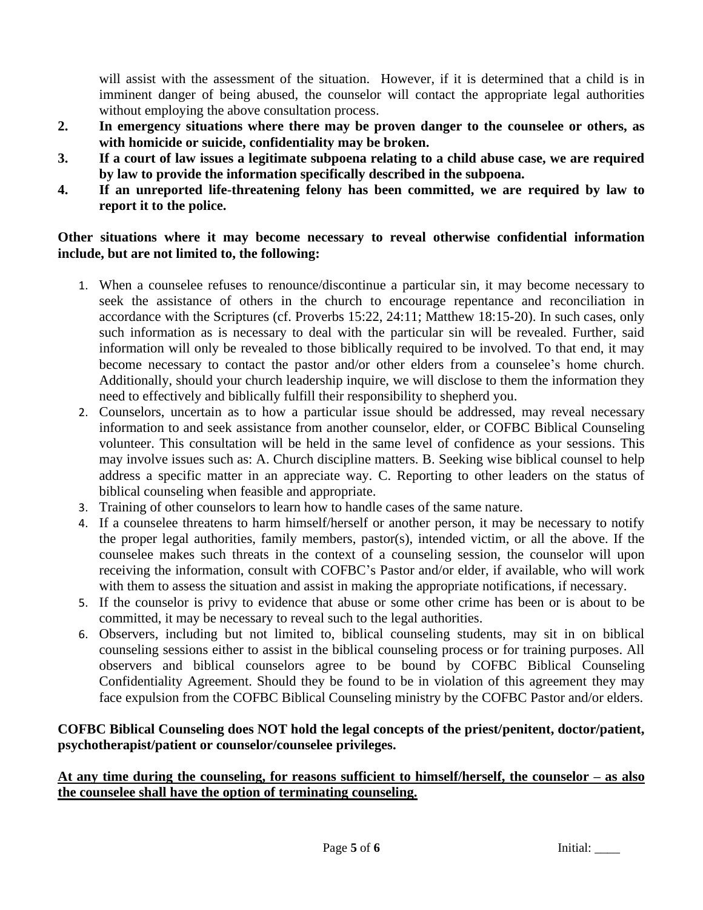will assist with the assessment of the situation. However, if it is determined that a child is in imminent danger of being abused, the counselor will contact the appropriate legal authorities without employing the above consultation process.

2. **In emergency situations where there may be proven danger to the counselee or others, as with homicide or suicide, confidentiality may be broken.**
3. **If a court of law issues a legitimate subpoena relating to a child abuse case, we are required by law to provide the information specifically described in the subpoena.**
4. **If an unreported life-threatening felony has been committed, we are required by law to report it to the police.**

**Other situations where it may become necessary to reveal otherwise confidential information include, but are not limited to, the following:**

1. When a counselee refuses to renounce/discontinue a particular sin, it may become necessary to seek the assistance of others in the church to encourage repentance and reconciliation in accordance with the Scriptures (cf. Proverbs 15:22, 24:11; Matthew 18:15-20). In such cases, only such information as is necessary to deal with the particular sin will be revealed. Further, said information will only be revealed to those biblically required to be involved. To that end, it may become necessary to contact the pastor and/or other elders from a counselee's home church. Additionally, should your church leadership inquire, we will disclose to them the information they need to effectively and biblically fulfill their responsibility to shepherd you.
2. Counselors, uncertain as to how a particular issue should be addressed, may reveal necessary information to and seek assistance from another counselor, elder, or COFBC Biblical Counseling volunteer. This consultation will be held in the same level of confidence as your sessions. This may involve issues such as: A. Church discipline matters. B. Seeking wise biblical counsel to help address a specific matter in an appreciate way. C. Reporting to other leaders on the status of biblical counseling when feasible and appropriate.
3. Training of other counselors to learn how to handle cases of the same nature.
4. If a counselee threatens to harm himself/herself or another person, it may be necessary to notify the proper legal authorities, family members, pastor(s), intended victim, or all the above. If the counselee makes such threats in the context of a counseling session, the counselor will upon receiving the information, consult with COFBC's Pastor and/or elder, if available, who will work with them to assess the situation and assist in making the appropriate notifications, if necessary.
5. If the counselor is privy to evidence that abuse or some other crime has been or is about to be committed, it may be necessary to reveal such to the legal authorities.
6. Observers, including but not limited to, biblical counseling students, may sit in on biblical counseling sessions either to assist in the biblical counseling process or for training purposes. All observers and biblical counselors agree to be bound by COFBC Biblical Counseling Confidentiality Agreement. Should they be found to be in violation of this agreement they may face expulsion from the COFBC Biblical Counseling ministry by the COFBC Pastor and/or elders.

**COFBC Biblical Counseling does NOT hold the legal concepts of the priest/penitent, doctor/patient, psychotherapist/patient or counselor/counselee privileges.**

**<u>At any time during the counseling, for reasons sufficient to himself/herself, the counselor – as also the counselee shall have the option of terminating counseling.</u>**

Initial: ____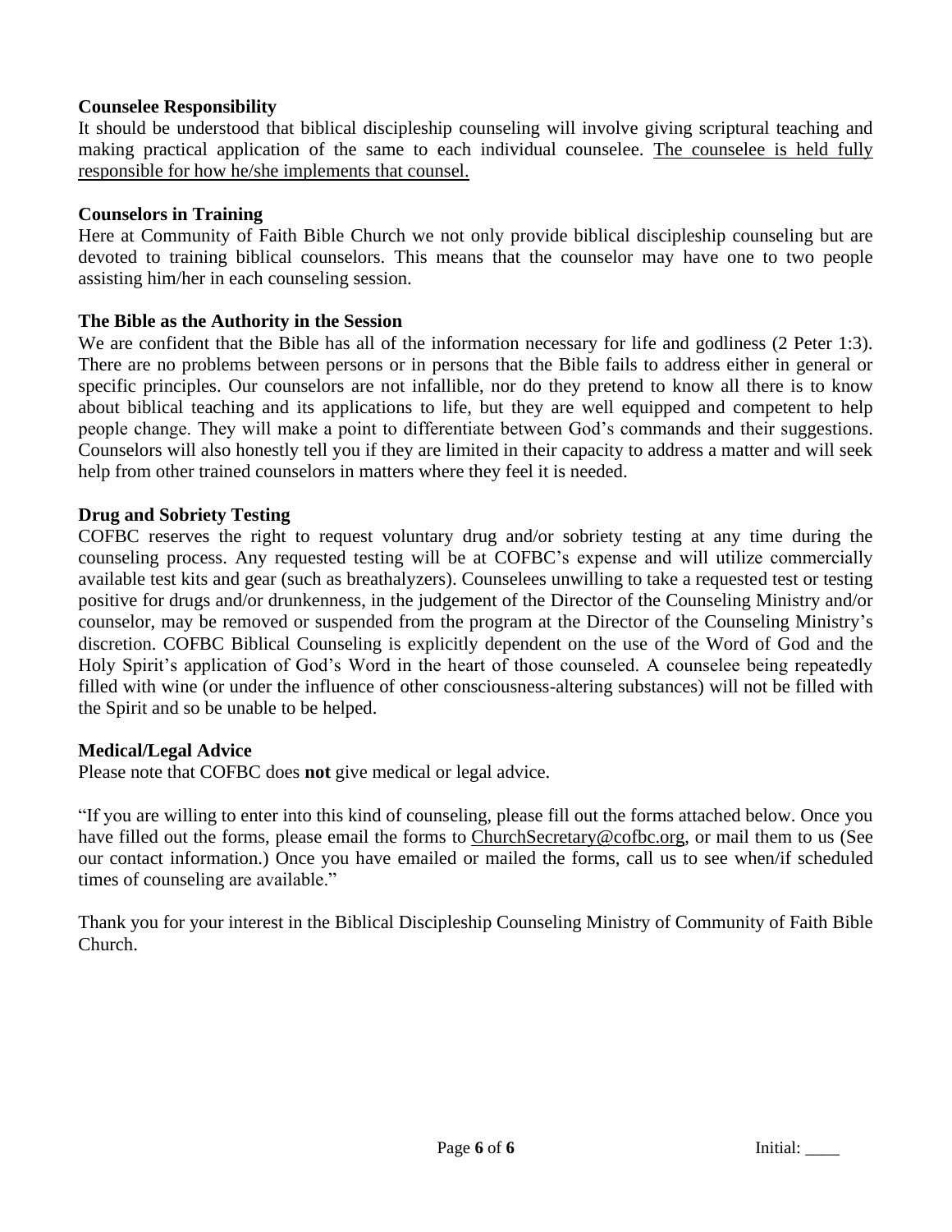**Counselee Responsibility**

It should be understood that biblical discipleship counseling will involve giving scriptural teaching and making practical application of the same to each individual counselee. The counselee is held fully responsible for how he/she implements that counsel.

**Counselors in Training**

Here at Community of Faith Bible Church we not only provide biblical discipleship counseling but are devoted to training biblical counselors. This means that the counselor may have one to two people assisting him/her in each counseling session.

**The Bible as the Authority in the Session**

We are confident that the Bible has all of the information necessary for life and godliness (2 Peter 1:3). There are no problems between persons or in persons that the Bible fails to address either in general or specific principles. Our counselors are not infallible, nor do they pretend to know all there is to know about biblical teaching and its applications to life, but they are well equipped and competent to help people change. They will make a point to differentiate between God's commands and their suggestions. Counselors will also honestly tell you if they are limited in their capacity to address a matter and will seek help from other trained counselors in matters where they feel it is needed.

**Drug and Sobriety Testing**

COFBC reserves the right to request voluntary drug and/or sobriety testing at any time during the counseling process. Any requested testing will be at COFBC's expense and will utilize commercially available test kits and gear (such as breathalyzers). Counselees unwilling to take a requested test or testing positive for drugs and/or drunkenness, in the judgement of the Director of the Counseling Ministry and/or counselor, may be removed or suspended from the program at the Director of the Counseling Ministry's discretion. COFBC Biblical Counseling is explicitly dependent on the use of the Word of God and the Holy Spirit's application of God's Word in the heart of those counseled. A counselee being repeatedly filled with wine (or under the influence of other consciousness-altering substances) will not be filled with the Spirit and so be unable to be helped.

**Medical/Legal Advice**

Please note that COFBC does **not** give medical or legal advice.

"If you are willing to enter into this kind of counseling, please fill out the forms attached below. Once you have filled out the forms, please email the forms to ChurchSecretary@cofbc.org, or mail them to us (See our contact information.) Once you have emailed or mailed the forms, call us to see when/if scheduled times of counseling are available."

Thank you for your interest in the Biblical Discipleship Counseling Ministry of Community of Faith Bible Church.

Initial: ____